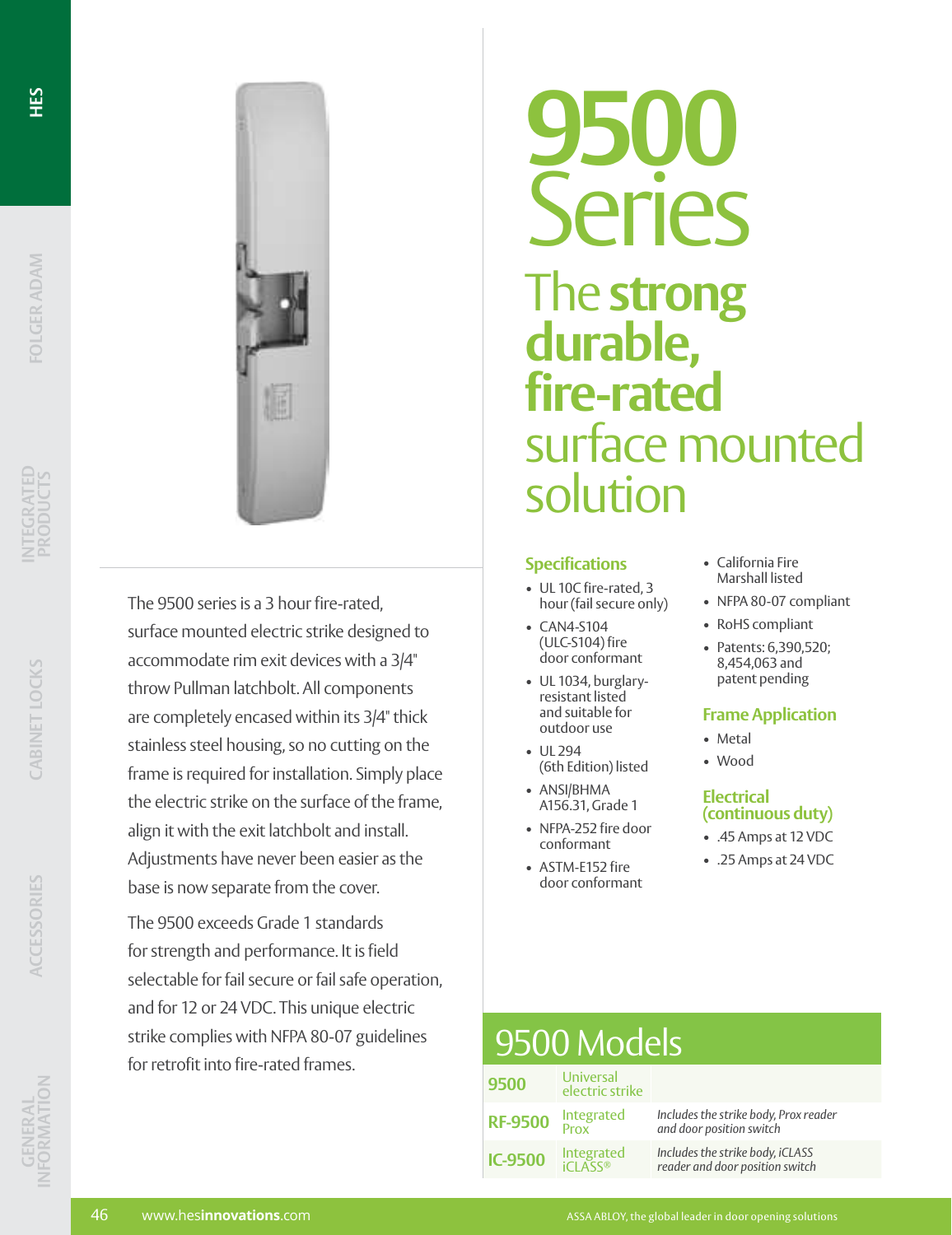# 9500 Series

## The **strong durable, fire-rated** surface mounted solution

The 9500 series is a 3 hour fire-rated, surface mounted electric strike designed to accommodate rim exit devices with a 3/4" throw Pullman latchbolt. All components are completely encased within its 3/4" thick stainless steel housing, so no cutting on the frame is required for installation. Simply place the electric strike on the surface of the frame, align it with the exit latchbolt and install. Adjustments have never been easier as the base is now separate from the cover.

The 9500 exceeds Grade 1 standards for strength and performance. It is field selectable for fail secure or fail safe operation, and for 12 or 24 VDC. This unique electric strike complies with NFPA 80-07 guidelines for retrofit into fire-rated frames.

### Specifications

- UL 10C fire-rated, 3 hour (fail secure only)
- CAN4-S104 (ULC-S104) fire door conformant
- UL 1034, burglary-resistant listed and suitable for outdoor use
- UL 294 (6th Edition) listed
- ANSI/BHMA A156.31, Grade 1
- NFPA-252 fire door conformant
- ASTM-E152 fire door conformant
- California Fire Marshall listed
- NFPA 80-07 compliant
- RoHS compliant
- Patents: 6,390,520; 8,454,063 and patent pending

### Frame Application

- Metal
- Wood

### Electrical (continuous duty)

- .45 Amps at 12 VDC
- .25 Amps at 24 VDC

## 9500 Models

| Model | Type | Description |
|---|---|---|
| **9500** | Universal electric strike | |
| **RF-9500** | Integrated Prox | *Includes the strike body, Prox reader and door position switch* |
| **IC-9500** | Integrated iCLASS® | *Includes the strike body, iCLASS reader and door position switch* |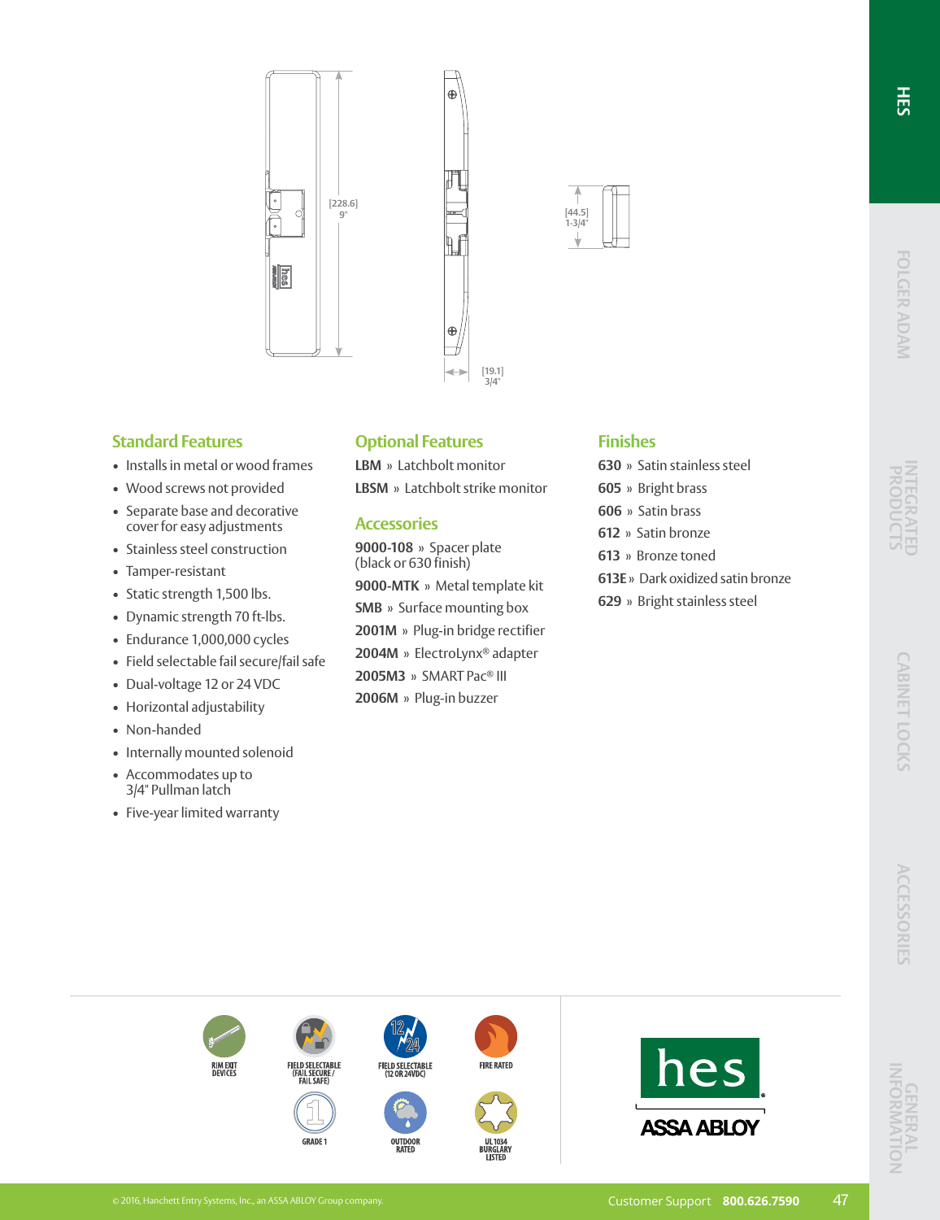[228.6]
9"

[19.1]
3/4"

[44.5]
1-3/4"

## Standard Features

- Installs in metal or wood frames
- Wood screws not provided
- Separate base and decorative cover for easy adjustments
- Stainless steel construction
- Tamper-resistant
- Static strength 1,500 lbs.
- Dynamic strength 70 ft-lbs.
- Endurance 1,000,000 cycles
- Field selectable fail secure/fail safe
- Dual-voltage 12 or 24 VDC
- Horizontal adjustability
- Non-handed
- Internally mounted solenoid
- Accommodates up to 3/4" Pullman latch
- Five-year limited warranty

## Optional Features

**LBM** » Latchbolt monitor

**LBSM** » Latchbolt strike monitor

## Accessories

**9000-108** » Spacer plate (black or 630 finish)

**9000-MTK** » Metal template kit

**SMB** » Surface mounting box

**2001M** » Plug-in bridge rectifier

**2004M** » ElectroLynx® adapter

**2005M3** » SMART Pac® III

**2006M** » Plug-in buzzer

## Finishes

**630** » Satin stainless steel

**605** » Bright brass

**606** » Satin brass

**612** » Satin bronze

**613** » Bronze toned

**613E** » Dark oxidized satin bronze

**629** » Bright stainless steel

RIM EXIT DEVICES

FIELD SELECTABLE (FAIL SECURE / FAIL SAFE)

FIELD SELECTABLE (12 OR 24VDC)

FIRE RATED

GRADE 1

OUTDOOR RATED

UL 1034 BURGLARY LISTED

hes ASSA ABLOY

© 2016, Hanchett Entry Systems, Inc., an ASSA ABLOY Group company.

Customer Support **800.626.7590**